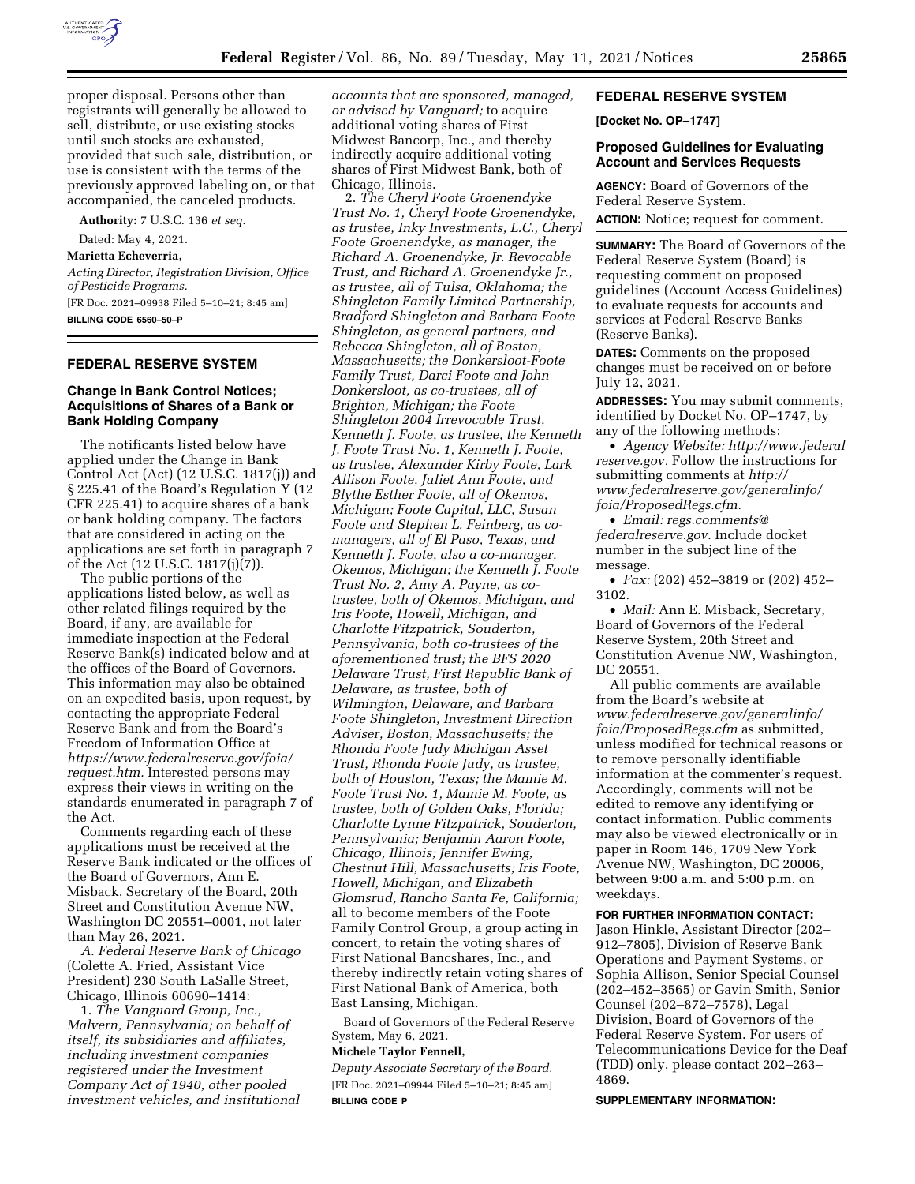proper disposal. Persons other than registrants will generally be allowed to sell, distribute, or use existing stocks until such stocks are exhausted, provided that such sale, distribution, or use is consistent with the terms of the previously approved labeling on, or that accompanied, the canceled products.

**Authority:** 7 U.S.C. 136 *et seq.*

Dated: May 4, 2021.

**Marietta Echeverria,**

*Acting Director, Registration Division, Office of Pesticide Programs.*

[FR Doc. 2021–09938 Filed 5–10–21; 8:45 am]

**BILLING CODE 6560–50–P**

## FEDERAL RESERVE SYSTEM

### Change in Bank Control Notices; Acquisitions of Shares of a Bank or Bank Holding Company

The notificants listed below have applied under the Change in Bank Control Act (Act) (12 U.S.C. 1817(j)) and § 225.41 of the Board's Regulation Y (12 CFR 225.41) to acquire shares of a bank or bank holding company. The factors that are considered in acting on the applications are set forth in paragraph 7 of the Act (12 U.S.C. 1817(j)(7)).

The public portions of the applications listed below, as well as other related filings required by the Board, if any, are available for immediate inspection at the Federal Reserve Bank(s) indicated below and at the offices of the Board of Governors. This information may also be obtained on an expedited basis, upon request, by contacting the appropriate Federal Reserve Bank and from the Board's Freedom of Information Office at *https://www.federalreserve.gov/foia/request.htm.* Interested persons may express their views in writing on the standards enumerated in paragraph 7 of the Act.

Comments regarding each of these applications must be received at the Reserve Bank indicated or the offices of the Board of Governors, Ann E. Misback, Secretary of the Board, 20th Street and Constitution Avenue NW, Washington DC 20551–0001, not later than May 26, 2021.

*A. Federal Reserve Bank of Chicago* (Colette A. Fried, Assistant Vice President) 230 South LaSalle Street, Chicago, Illinois 60690–1414:

1. *The Vanguard Group, Inc., Malvern, Pennsylvania; on behalf of itself, its subsidiaries and affiliates, including investment companies registered under the Investment Company Act of 1940, other pooled investment vehicles, and institutional accounts that are sponsored, managed, or advised by Vanguard;* to acquire additional voting shares of First Midwest Bancorp, Inc., and thereby indirectly acquire additional voting shares of First Midwest Bank, both of Chicago, Illinois.

2. *The Cheryl Foote Groenendyke Trust No. 1, Cheryl Foote Groenendyke, as trustee, Inky Investments, L.C., Cheryl Foote Groenendyke, as manager, the Richard A. Groenendyke, Jr. Revocable Trust, and Richard A. Groenendyke Jr., as trustee, all of Tulsa, Oklahoma; the Shingleton Family Limited Partnership, Bradford Shingleton and Barbara Foote Shingleton, as general partners, and Rebecca Shingleton, all of Boston, Massachusetts; the Donkersloot-Foote Family Trust, Darci Foote and John Donkersloot, as co-trustees, all of Brighton, Michigan; the Foote Shingleton 2004 Irrevocable Trust, Kenneth J. Foote, as trustee, the Kenneth J. Foote Trust No. 1, Kenneth J. Foote, as trustee, Alexander Kirby Foote, Lark Allison Foote, Juliet Ann Foote, and Blythe Esther Foote, all of Okemos, Michigan; Foote Capital, LLC, Susan Foote and Stephen L. Feinberg, as co-managers, all of El Paso, Texas, and Kenneth J. Foote, also a co-manager, Okemos, Michigan; the Kenneth J. Foote Trust No. 2, Amy A. Payne, as co-trustee, both of Okemos, Michigan, and Iris Foote, Howell, Michigan, and Charlotte Fitzpatrick, Souderton, Pennsylvania, both co-trustees of the aforementioned trust; the BFS 2020 Delaware Trust, First Republic Bank of Delaware, as trustee, both of Wilmington, Delaware, and Barbara Foote Shingleton, Investment Direction Adviser, Boston, Massachusetts; the Rhonda Foote Judy Michigan Asset Trust, Rhonda Foote Judy, as trustee, both of Houston, Texas; the Mamie M. Foote Trust No. 1, Mamie M. Foote, as trustee, both of Golden Oaks, Florida; Charlotte Lynne Fitzpatrick, Souderton, Pennsylvania; Benjamin Aaron Foote, Chicago, Illinois; Jennifer Ewing, Chestnut Hill, Massachusetts; Iris Foote, Howell, Michigan, and Elizabeth Glomsrud, Rancho Santa Fe, California;* all to become members of the Foote Family Control Group, a group acting in concert, to retain the voting shares of First National Bancshares, Inc., and thereby indirectly retain voting shares of First National Bank of America, both East Lansing, Michigan.

Board of Governors of the Federal Reserve System, May 6, 2021.

**Michele Taylor Fennell,**

*Deputy Associate Secretary of the Board.*

[FR Doc. 2021–09944 Filed 5–10–21; 8:45 am]

**BILLING CODE P**

## FEDERAL RESERVE SYSTEM

**[Docket No. OP–1747]**

### Proposed Guidelines for Evaluating Account and Services Requests

**AGENCY:** Board of Governors of the Federal Reserve System.

**ACTION:** Notice; request for comment.

**SUMMARY:** The Board of Governors of the Federal Reserve System (Board) is requesting comment on proposed guidelines (Account Access Guidelines) to evaluate requests for accounts and services at Federal Reserve Banks (Reserve Banks).

**DATES:** Comments on the proposed changes must be received on or before July 12, 2021.

**ADDRESSES:** You may submit comments, identified by Docket No. OP–1747, by any of the following methods:

- *Agency Website: http://www.federalreserve.gov.* Follow the instructions for submitting comments at *http://www.federalreserve.gov/generalinfo/foia/ProposedRegs.cfm.*
- *Email: regs.comments@federalreserve.gov.* Include docket number in the subject line of the message.
- *Fax:* (202) 452–3819 or (202) 452–3102.
- *Mail:* Ann E. Misback, Secretary, Board of Governors of the Federal Reserve System, 20th Street and Constitution Avenue NW, Washington, DC 20551.

All public comments are available from the Board's website at *www.federalreserve.gov/generalinfo/foia/ProposedRegs.cfm* as submitted, unless modified for technical reasons or to remove personally identifiable information at the commenter's request. Accordingly, comments will not be edited to remove any identifying or contact information. Public comments may also be viewed electronically or in paper in Room 146, 1709 New York Avenue NW, Washington, DC 20006, between 9:00 a.m. and 5:00 p.m. on weekdays.

**FOR FURTHER INFORMATION CONTACT:** Jason Hinkle, Assistant Director (202–912–7805), Division of Reserve Bank Operations and Payment Systems, or Sophia Allison, Senior Special Counsel (202–452–3565) or Gavin Smith, Senior Counsel (202–872–7578), Legal Division, Board of Governors of the Federal Reserve System. For users of Telecommunications Device for the Deaf (TDD) only, please contact 202–263–4869.

**SUPPLEMENTARY INFORMATION:**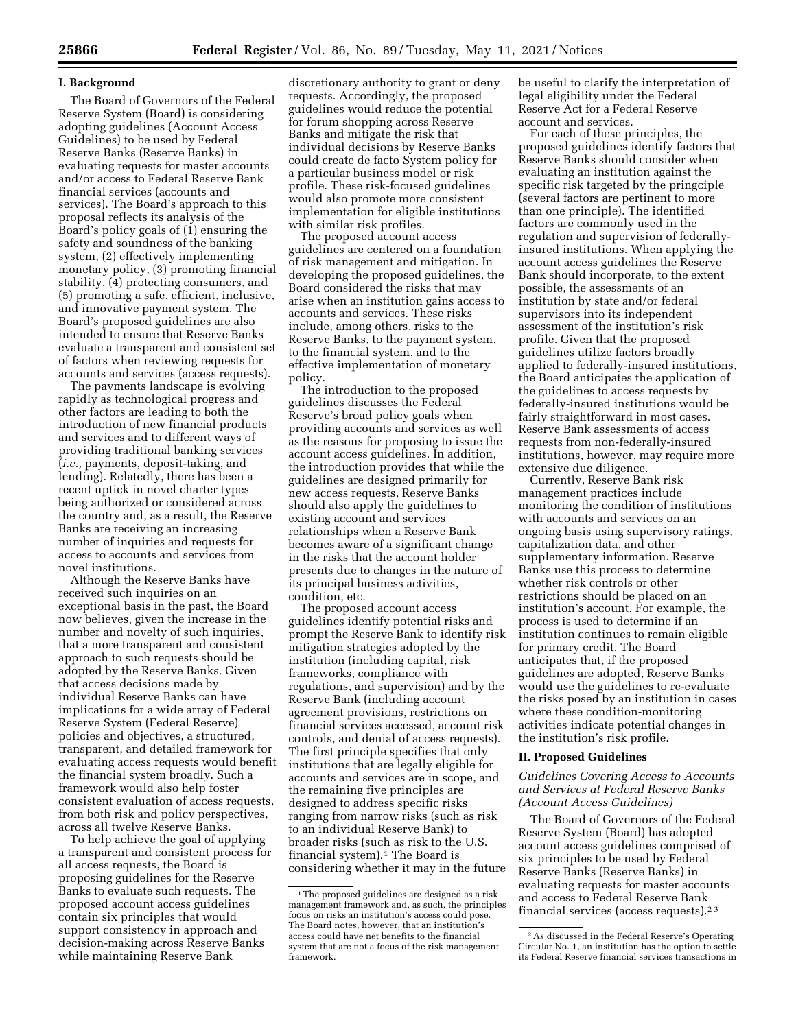## I. Background

The Board of Governors of the Federal Reserve System (Board) is considering adopting guidelines (Account Access Guidelines) to be used by Federal Reserve Banks (Reserve Banks) in evaluating requests for master accounts and/or access to Federal Reserve Bank financial services (accounts and services). The Board's approach to this proposal reflects its analysis of the Board's policy goals of (1) ensuring the safety and soundness of the banking system, (2) effectively implementing monetary policy, (3) promoting financial stability, (4) protecting consumers, and (5) promoting a safe, efficient, inclusive, and innovative payment system. The Board's proposed guidelines are also intended to ensure that Reserve Banks evaluate a transparent and consistent set of factors when reviewing requests for accounts and services (access requests).

The payments landscape is evolving rapidly as technological progress and other factors are leading to both the introduction of new financial products and services and to different ways of providing traditional banking services (*i.e.,* payments, deposit-taking, and lending). Relatedly, there has been a recent uptick in novel charter types being authorized or considered across the country and, as a result, the Reserve Banks are receiving an increasing number of inquiries and requests for access to accounts and services from novel institutions.

Although the Reserve Banks have received such inquiries on an exceptional basis in the past, the Board now believes, given the increase in the number and novelty of such inquiries, that a more transparent and consistent approach to such requests should be adopted by the Reserve Banks. Given that access decisions made by individual Reserve Banks can have implications for a wide array of Federal Reserve System (Federal Reserve) policies and objectives, a structured, transparent, and detailed framework for evaluating access requests would benefit the financial system broadly. Such a framework would also help foster consistent evaluation of access requests, from both risk and policy perspectives, across all twelve Reserve Banks.

To help achieve the goal of applying a transparent and consistent process for all access requests, the Board is proposing guidelines for the Reserve Banks to evaluate such requests. The proposed account access guidelines contain six principles that would support consistency in approach and decision-making across Reserve Banks while maintaining Reserve Bank discretionary authority to grant or deny requests. Accordingly, the proposed guidelines would reduce the potential for forum shopping across Reserve Banks and mitigate the risk that individual decisions by Reserve Banks could create de facto System policy for a particular business model or risk profile. These risk-focused guidelines would also promote more consistent implementation for eligible institutions with similar risk profiles.

The proposed account access guidelines are centered on a foundation of risk management and mitigation. In developing the proposed guidelines, the Board considered the risks that may arise when an institution gains access to accounts and services. These risks include, among others, risks to the Reserve Banks, to the payment system, to the financial system, and to the effective implementation of monetary policy.

The introduction to the proposed guidelines discusses the Federal Reserve's broad policy goals when providing accounts and services as well as the reasons for proposing to issue the account access guidelines. In addition, the introduction provides that while the guidelines are designed primarily for new access requests, Reserve Banks should also apply the guidelines to existing account and services relationships when a Reserve Bank becomes aware of a significant change in the risks that the account holder presents due to changes in the nature of its principal business activities, condition, etc.

The proposed account access guidelines identify potential risks and prompt the Reserve Bank to identify risk mitigation strategies adopted by the institution (including capital, risk frameworks, compliance with regulations, and supervision) and by the Reserve Bank (including account agreement provisions, restrictions on financial services accessed, account risk controls, and denial of access requests). The first principle specifies that only institutions that are legally eligible for accounts and services are in scope, and the remaining five principles are designed to address specific risks ranging from narrow risks (such as risk to an individual Reserve Bank) to broader risks (such as risk to the U.S. financial system).[1] The Board is considering whether it may in the future be useful to clarify the interpretation of legal eligibility under the Federal Reserve Act for a Federal Reserve account and services.

For each of these principles, the proposed guidelines identify factors that Reserve Banks should consider when evaluating an institution against the specific risk targeted by the pringciple (several factors are pertinent to more than one principle). The identified factors are commonly used in the regulation and supervision of federally-insured institutions. When applying the account access guidelines the Reserve Bank should incorporate, to the extent possible, the assessments of an institution by state and/or federal supervisors into its independent assessment of the institution's risk profile. Given that the proposed guidelines utilize factors broadly applied to federally-insured institutions, the Board anticipates the application of the guidelines to access requests by federally-insured institutions would be fairly straightforward in most cases. Reserve Bank assessments of access requests from non-federally-insured institutions, however, may require more extensive due diligence.

Currently, Reserve Bank risk management practices include monitoring the condition of institutions with accounts and services on an ongoing basis using supervisory ratings, capitalization data, and other supplementary information. Reserve Banks use this process to determine whether risk controls or other restrictions should be placed on an institution's account. For example, the process is used to determine if an institution continues to remain eligible for primary credit. The Board anticipates that, if the proposed guidelines are adopted, Reserve Banks would use the guidelines to re-evaluate the risks posed by an institution in cases where these condition-monitoring activities indicate potential changes in the institution's risk profile.

## II. Proposed Guidelines

### *Guidelines Covering Access to Accounts and Services at Federal Reserve Banks (Account Access Guidelines)*

The Board of Governors of the Federal Reserve System (Board) has adopted account access guidelines comprised of six principles to be used by Federal Reserve Banks (Reserve Banks) in evaluating requests for master accounts and access to Federal Reserve Bank financial services (access requests).[2,3]

---

[1] The proposed guidelines are designed as a risk management framework and, as such, the principles focus on risks an institution's access could pose. The Board notes, however, that an institution's access could have net benefits to the financial system that are not a focus of the risk management framework.

[2] As discussed in the Federal Reserve's Operating Circular No. 1, an institution has the option to settle its Federal Reserve financial services transactions in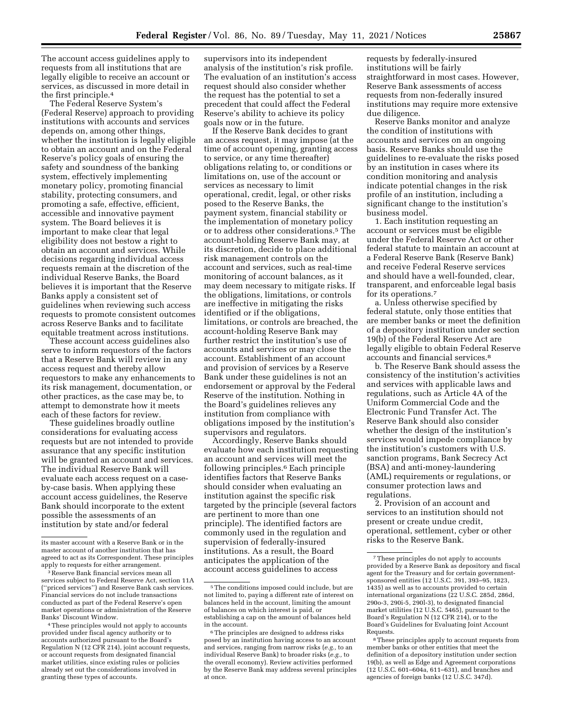The account access guidelines apply to requests from all institutions that are legally eligible to receive an account or services, as discussed in more detail in the first principle.[4]

The Federal Reserve System's (Federal Reserve) approach to providing institutions with accounts and services depends on, among other things, whether the institution is legally eligible to obtain an account and on the Federal Reserve's policy goals of ensuring the safety and soundness of the banking system, effectively implementing monetary policy, promoting financial stability, protecting consumers, and promoting a safe, effective, efficient, accessible and innovative payment system. The Board believes it is important to make clear that legal eligibility does not bestow a right to obtain an account and services. While decisions regarding individual access requests remain at the discretion of the individual Reserve Banks, the Board believes it is important that the Reserve Banks apply a consistent set of guidelines when reviewing such access requests to promote consistent outcomes across Reserve Banks and to facilitate equitable treatment across institutions.

These account access guidelines also serve to inform requestors of the factors that a Reserve Bank will review in any access request and thereby allow requestors to make any enhancements to its risk management, documentation, or other practices, as the case may be, to attempt to demonstrate how it meets each of these factors for review.

These guidelines broadly outline considerations for evaluating access requests but are not intended to provide assurance that any specific institution will be granted an account and services. The individual Reserve Bank will evaluate each access request on a case-by-case basis. When applying these account access guidelines, the Reserve Bank should incorporate to the extent possible the assessments of an institution by state and/or federal supervisors into its independent analysis of the institution's risk profile. The evaluation of an institution's access request should also consider whether the request has the potential to set a precedent that could affect the Federal Reserve's ability to achieve its policy goals now or in the future.

If the Reserve Bank decides to grant an access request, it may impose (at the time of account opening, granting access to service, or any time thereafter) obligations relating to, or conditions or limitations on, use of the account or services as necessary to limit operational, credit, legal, or other risks posed to the Reserve Banks, the payment system, financial stability or the implementation of monetary policy or to address other considerations.[5] The account-holding Reserve Bank may, at its discretion, decide to place additional risk management controls on the account and services, such as real-time monitoring of account balances, as it may deem necessary to mitigate risks. If the obligations, limitations, or controls are ineffective in mitigating the risks identified or if the obligations, limitations, or controls are breached, the account-holding Reserve Bank may further restrict the institution's use of accounts and services or may close the account. Establishment of an account and provision of services by a Reserve Bank under these guidelines is not an endorsement or approval by the Federal Reserve of the institution. Nothing in the Board's guidelines relieves any institution from compliance with obligations imposed by the institution's supervisors and regulators.

Accordingly, Reserve Banks should evaluate how each institution requesting an account and services will meet the following principles.[6] Each principle identifies factors that Reserve Banks should consider when evaluating an institution against the specific risk targeted by the principle (several factors are pertinent to more than one principle). The identified factors are commonly used in the regulation and supervision of federally-insured institutions. As a result, the Board anticipates the application of the account access guidelines to access requests by federally-insured institutions will be fairly straightforward in most cases. However, Reserve Bank assessments of access requests from non-federally insured institutions may require more extensive due diligence.

Reserve Banks monitor and analyze the condition of institutions with accounts and services on an ongoing basis. Reserve Banks should use the guidelines to re-evaluate the risks posed by an institution in cases where its condition monitoring and analysis indicate potential changes in the risk profile of an institution, including a significant change to the institution's business model.

1. Each institution requesting an account or services must be eligible under the Federal Reserve Act or other federal statute to maintain an account at a Federal Reserve Bank (Reserve Bank) and receive Federal Reserve services and should have a well-founded, clear, transparent, and enforceable legal basis for its operations.[7]

a. Unless otherwise specified by federal statute, only those entities that are member banks or meet the definition of a depository institution under section 19(b) of the Federal Reserve Act are legally eligible to obtain Federal Reserve accounts and financial services.[8]

b. The Reserve Bank should assess the consistency of the institution's activities and services with applicable laws and regulations, such as Article 4A of the Uniform Commercial Code and the Electronic Fund Transfer Act. The Reserve Bank should also consider whether the design of the institution's services would impede compliance by the institution's customers with U.S. sanction programs, Bank Secrecy Act (BSA) and anti-money-laundering (AML) requirements or regulations, or consumer protection laws and regulations.

2. Provision of an account and services to an institution should not present or create undue credit, operational, settlement, cyber or other risks to the Reserve Bank.

---

its master account with a Reserve Bank or in the master account of another institution that has agreed to act as its Correspondent. These principles apply to requests for either arrangement.

[3] Reserve Bank financial services mean all services subject to Federal Reserve Act, section 11A (''priced services'') and Reserve Bank cash services. Financial services do not include transactions conducted as part of the Federal Reserve's open market operations or administration of the Reserve Banks' Discount Window.

[4] These principles would not apply to accounts provided under fiscal agency authority or to accounts authorized pursuant to the Board's Regulation N (12 CFR 214), joint account requests, or account requests from designated financial market utilities, since existing rules or policies already set out the considerations involved in granting these types of accounts.

[5] The conditions imposed could include, but are not limited to, paying a different rate of interest on balances held in the account, limiting the amount of balances on which interest is paid, or establishing a cap on the amount of balances held in the account.

[6] The principles are designed to address risks posed by an institution having access to an account and services, ranging from narrow risks (*e.g.,* to an individual Reserve Bank) to broader risks (*e.g.,* to the overall economy). Review activities performed by the Reserve Bank may address several principles at once.

[7] These principles do not apply to accounts provided by a Reserve Bank as depository and fiscal agent for the Treasury and for certain government-sponsored entities (12 U.S.C. 391, 393–95, 1823, 1435) as well as to accounts provided to certain international organizations (22 U.S.C. 285d, 286d, 290o-3, 290i-5, 290l-3), to designated financial market utilities (12 U.S.C. 5465), pursuant to the Board's Regulation N (12 CFR 214), or to the Board's Guidelines for Evaluating Joint Account Requests.

[8] These principles apply to account requests from member banks or other entities that meet the definition of a depository institution under section 19(b), as well as Edge and Agreement corporations (12 U.S.C. 601–604a, 611–631), and branches and agencies of foreign banks (12 U.S.C. 347d).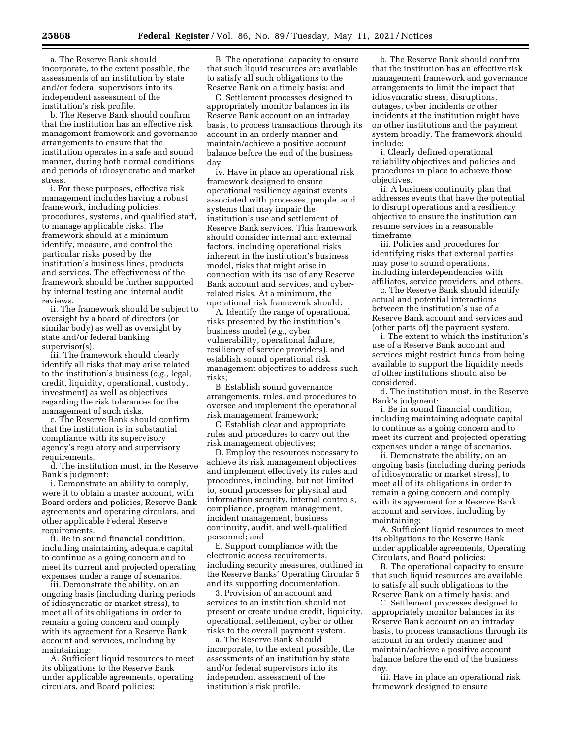a. The Reserve Bank should incorporate, to the extent possible, the assessments of an institution by state and/or federal supervisors into its independent assessment of the institution's risk profile.

b. The Reserve Bank should confirm that the institution has an effective risk management framework and governance arrangements to ensure that the institution operates in a safe and sound manner, during both normal conditions and periods of idiosyncratic and market stress.

i. For these purposes, effective risk management includes having a robust framework, including policies, procedures, systems, and qualified staff, to manage applicable risks. The framework should at a minimum identify, measure, and control the particular risks posed by the institution's business lines, products and services. The effectiveness of the framework should be further supported by internal testing and internal audit reviews.

ii. The framework should be subject to oversight by a board of directors (or similar body) as well as oversight by state and/or federal banking supervisor(s).

iii. The framework should clearly identify all risks that may arise related to the institution's business (*e.g.,* legal, credit, liquidity, operational, custody, investment) as well as objectives regarding the risk tolerances for the management of such risks.

c. The Reserve Bank should confirm that the institution is in substantial compliance with its supervisory agency's regulatory and supervisory requirements.

d. The institution must, in the Reserve Bank's judgment:

i. Demonstrate an ability to comply, were it to obtain a master account, with Board orders and policies, Reserve Bank agreements and operating circulars, and other applicable Federal Reserve requirements.

ii. Be in sound financial condition, including maintaining adequate capital to continue as a going concern and to meet its current and projected operating expenses under a range of scenarios.

iii. Demonstrate the ability, on an ongoing basis (including during periods of idiosyncratic or market stress), to meet all of its obligations in order to remain a going concern and comply with its agreement for a Reserve Bank account and services, including by maintaining:

A. Sufficient liquid resources to meet its obligations to the Reserve Bank under applicable agreements, operating circulars, and Board policies;

B. The operational capacity to ensure that such liquid resources are available to satisfy all such obligations to the Reserve Bank on a timely basis; and

C. Settlement processes designed to appropriately monitor balances in its Reserve Bank account on an intraday basis, to process transactions through its account in an orderly manner and maintain/achieve a positive account balance before the end of the business day.

iv. Have in place an operational risk framework designed to ensure operational resiliency against events associated with processes, people, and systems that may impair the institution's use and settlement of Reserve Bank services. This framework should consider internal and external factors, including operational risks inherent in the institution's business model, risks that might arise in connection with its use of any Reserve Bank account and services, and cyber-related risks. At a minimum, the operational risk framework should:

A. Identify the range of operational risks presented by the institution's business model (*e.g.,* cyber vulnerability, operational failure, resiliency of service providers), and establish sound operational risk management objectives to address such risks;

B. Establish sound governance arrangements, rules, and procedures to oversee and implement the operational risk management framework;

C. Establish clear and appropriate rules and procedures to carry out the risk management objectives;

D. Employ the resources necessary to achieve its risk management objectives and implement effectively its rules and procedures, including, but not limited to, sound processes for physical and information security, internal controls, compliance, program management, incident management, business continuity, audit, and well-qualified personnel; and

E. Support compliance with the electronic access requirements, including security measures, outlined in the Reserve Banks' Operating Circular 5 and its supporting documentation.

3. Provision of an account and services to an institution should not present or create undue credit, liquidity, operational, settlement, cyber or other risks to the overall payment system.

a. The Reserve Bank should incorporate, to the extent possible, the assessments of an institution by state and/or federal supervisors into its independent assessment of the institution's risk profile.

b. The Reserve Bank should confirm that the institution has an effective risk management framework and governance arrangements to limit the impact that idiosyncratic stress, disruptions, outages, cyber incidents or other incidents at the institution might have on other institutions and the payment system broadly. The framework should include:

i. Clearly defined operational reliability objectives and policies and procedures in place to achieve those objectives.

ii. A business continuity plan that addresses events that have the potential to disrupt operations and a resiliency objective to ensure the institution can resume services in a reasonable timeframe.

iii. Policies and procedures for identifying risks that external parties may pose to sound operations, including interdependencies with affiliates, service providers, and others.

c. The Reserve Bank should identify actual and potential interactions between the institution's use of a Reserve Bank account and services and (other parts of) the payment system.

i. The extent to which the institution's use of a Reserve Bank account and services might restrict funds from being available to support the liquidity needs of other institutions should also be considered.

d. The institution must, in the Reserve Bank's judgment:

i. Be in sound financial condition, including maintaining adequate capital to continue as a going concern and to meet its current and projected operating expenses under a range of scenarios.

ii. Demonstrate the ability, on an ongoing basis (including during periods of idiosyncratic or market stress), to meet all of its obligations in order to remain a going concern and comply with its agreement for a Reserve Bank account and services, including by maintaining:

A. Sufficient liquid resources to meet its obligations to the Reserve Bank under applicable agreements, Operating Circulars, and Board policies;

B. The operational capacity to ensure that such liquid resources are available to satisfy all such obligations to the Reserve Bank on a timely basis; and

C. Settlement processes designed to appropriately monitor balances in its Reserve Bank account on an intraday basis, to process transactions through its account in an orderly manner and maintain/achieve a positive account balance before the end of the business day.

iii. Have in place an operational risk framework designed to ensure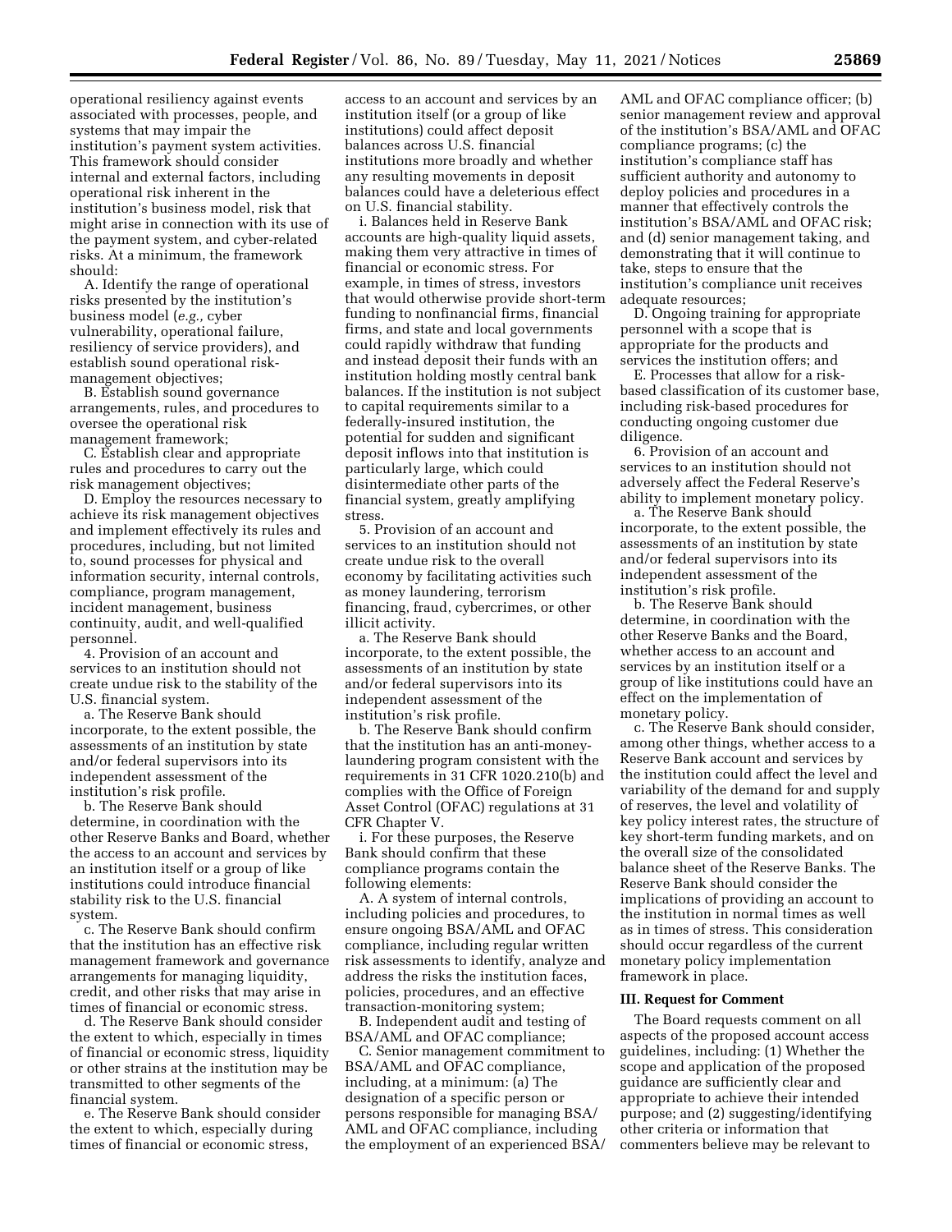operational resiliency against events associated with processes, people, and systems that may impair the institution's payment system activities. This framework should consider internal and external factors, including operational risk inherent in the institution's business model, risk that might arise in connection with its use of the payment system, and cyber-related risks. At a minimum, the framework should:

A. Identify the range of operational risks presented by the institution's business model (*e.g.,* cyber vulnerability, operational failure, resiliency of service providers), and establish sound operational risk-management objectives;

B. Establish sound governance arrangements, rules, and procedures to oversee the operational risk management framework;

C. Establish clear and appropriate rules and procedures to carry out the risk management objectives;

D. Employ the resources necessary to achieve its risk management objectives and implement effectively its rules and procedures, including, but not limited to, sound processes for physical and information security, internal controls, compliance, program management, incident management, business continuity, audit, and well-qualified personnel.

4. Provision of an account and services to an institution should not create undue risk to the stability of the U.S. financial system.

a. The Reserve Bank should incorporate, to the extent possible, the assessments of an institution by state and/or federal supervisors into its independent assessment of the institution's risk profile.

b. The Reserve Bank should determine, in coordination with the other Reserve Banks and Board, whether the access to an account and services by an institution itself or a group of like institutions could introduce financial stability risk to the U.S. financial system.

c. The Reserve Bank should confirm that the institution has an effective risk management framework and governance arrangements for managing liquidity, credit, and other risks that may arise in times of financial or economic stress.

d. The Reserve Bank should consider the extent to which, especially in times of financial or economic stress, liquidity or other strains at the institution may be transmitted to other segments of the financial system.

e. The Reserve Bank should consider the extent to which, especially during times of financial or economic stress, access to an account and services by an institution itself (or a group of like institutions) could affect deposit balances across U.S. financial institutions more broadly and whether any resulting movements in deposit balances could have a deleterious effect on U.S. financial stability.

i. Balances held in Reserve Bank accounts are high-quality liquid assets, making them very attractive in times of financial or economic stress. For example, in times of stress, investors that would otherwise provide short-term funding to nonfinancial firms, financial firms, and state and local governments could rapidly withdraw that funding and instead deposit their funds with an institution holding mostly central bank balances. If the institution is not subject to capital requirements similar to a federally-insured institution, the potential for sudden and significant deposit inflows into that institution is particularly large, which could disintermediate other parts of the financial system, greatly amplifying stress.

5. Provision of an account and services to an institution should not create undue risk to the overall economy by facilitating activities such as money laundering, terrorism financing, fraud, cybercrimes, or other illicit activity.

a. The Reserve Bank should incorporate, to the extent possible, the assessments of an institution by state and/or federal supervisors into its independent assessment of the institution's risk profile.

b. The Reserve Bank should confirm that the institution has an anti-money-laundering program consistent with the requirements in 31 CFR 1020.210(b) and complies with the Office of Foreign Asset Control (OFAC) regulations at 31 CFR Chapter V.

i. For these purposes, the Reserve Bank should confirm that these compliance programs contain the following elements:

A. A system of internal controls, including policies and procedures, to ensure ongoing BSA/AML and OFAC compliance, including regular written risk assessments to identify, analyze and address the risks the institution faces, policies, procedures, and an effective transaction-monitoring system;

B. Independent audit and testing of BSA/AML and OFAC compliance;

C. Senior management commitment to BSA/AML and OFAC compliance, including, at a minimum: (a) The designation of a specific person or persons responsible for managing BSA/AML and OFAC compliance, including the employment of an experienced BSA/AML and OFAC compliance officer; (b) senior management review and approval of the institution's BSA/AML and OFAC compliance programs; (c) the institution's compliance staff has sufficient authority and autonomy to deploy policies and procedures in a manner that effectively controls the institution's BSA/AML and OFAC risk; and (d) senior management taking, and demonstrating that it will continue to take, steps to ensure that the institution's compliance unit receives adequate resources;

D. Ongoing training for appropriate personnel with a scope that is appropriate for the products and services the institution offers; and

E. Processes that allow for a risk-based classification of its customer base, including risk-based procedures for conducting ongoing customer due diligence.

6. Provision of an account and services to an institution should not adversely affect the Federal Reserve's ability to implement monetary policy.

a. The Reserve Bank should incorporate, to the extent possible, the assessments of an institution by state and/or federal supervisors into its independent assessment of the institution's risk profile.

b. The Reserve Bank should determine, in coordination with the other Reserve Banks and the Board, whether access to an account and services by an institution itself or a group of like institutions could have an effect on the implementation of monetary policy.

c. The Reserve Bank should consider, among other things, whether access to a Reserve Bank account and services by the institution could affect the level and variability of the demand for and supply of reserves, the level and volatility of key policy interest rates, the structure of key short-term funding markets, and on the overall size of the consolidated balance sheet of the Reserve Banks. The Reserve Bank should consider the implications of providing an account to the institution in normal times as well as in times of stress. This consideration should occur regardless of the current monetary policy implementation framework in place.

### III. Request for Comment

The Board requests comment on all aspects of the proposed account access guidelines, including: (1) Whether the scope and application of the proposed guidance are sufficiently clear and appropriate to achieve their intended purpose; and (2) suggesting/identifying other criteria or information that commenters believe may be relevant to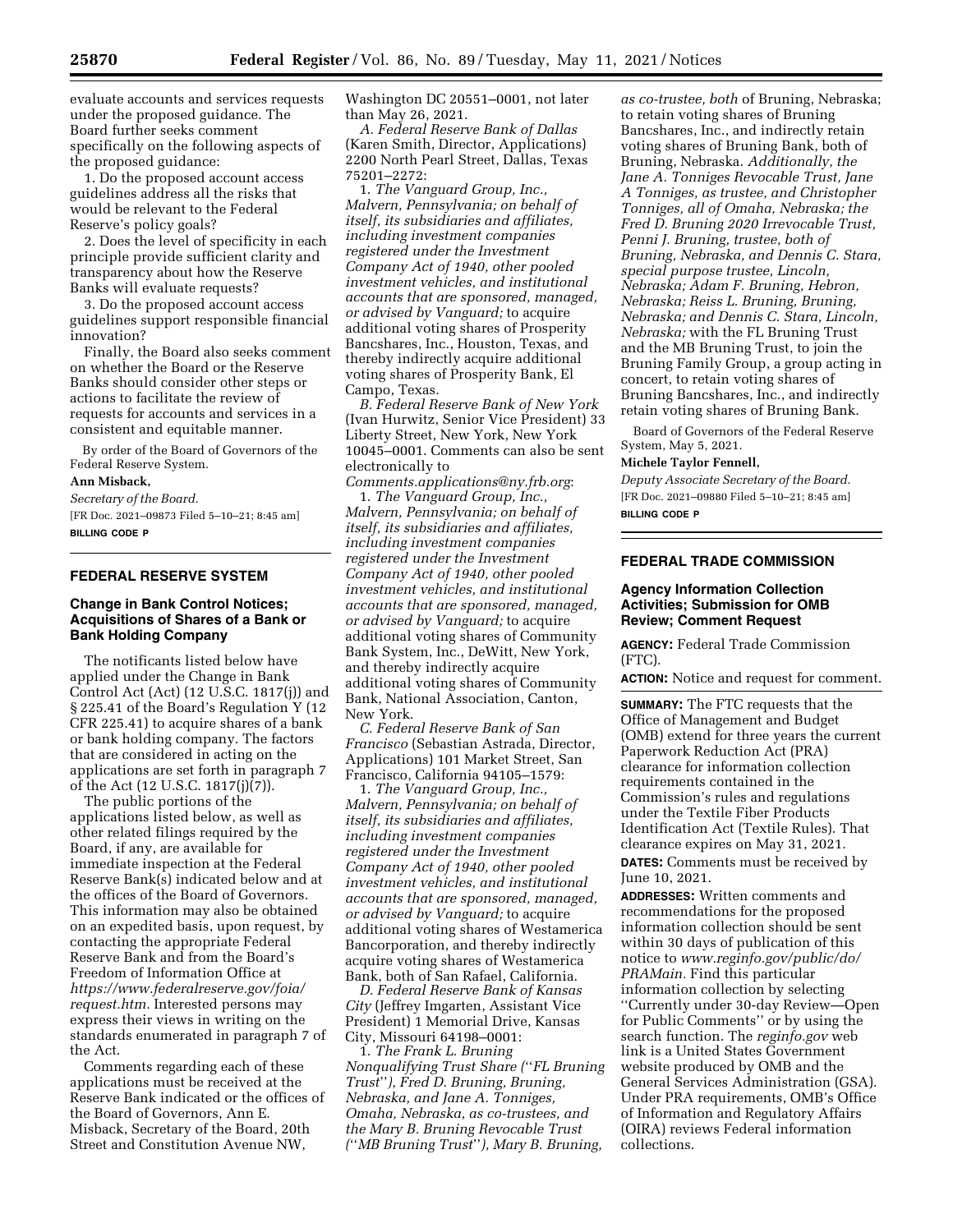evaluate accounts and services requests under the proposed guidance. The Board further seeks comment specifically on the following aspects of the proposed guidance:

1. Do the proposed account access guidelines address all the risks that would be relevant to the Federal Reserve's policy goals?

2. Does the level of specificity in each principle provide sufficient clarity and transparency about how the Reserve Banks will evaluate requests?

3. Do the proposed account access guidelines support responsible financial innovation?

Finally, the Board also seeks comment on whether the Board or the Reserve Banks should consider other steps or actions to facilitate the review of requests for accounts and services in a consistent and equitable manner.

By order of the Board of Governors of the Federal Reserve System.

**Ann Misback,**

*Secretary of the Board.*

[FR Doc. 2021–09873 Filed 5–10–21; 8:45 am]

**BILLING CODE P**

## FEDERAL RESERVE SYSTEM

### Change in Bank Control Notices; Acquisitions of Shares of a Bank or Bank Holding Company

The notificants listed below have applied under the Change in Bank Control Act (Act) (12 U.S.C. 1817(j)) and § 225.41 of the Board's Regulation Y (12 CFR 225.41) to acquire shares of a bank or bank holding company. The factors that are considered in acting on the applications are set forth in paragraph 7 of the Act (12 U.S.C. 1817(j)(7)).

The public portions of the applications listed below, as well as other related filings required by the Board, if any, are available for immediate inspection at the Federal Reserve Bank(s) indicated below and at the offices of the Board of Governors. This information may also be obtained on an expedited basis, upon request, by contacting the appropriate Federal Reserve Bank and from the Board's Freedom of Information Office at *https://www.federalreserve.gov/foia/request.htm.* Interested persons may express their views in writing on the standards enumerated in paragraph 7 of the Act.

Comments regarding each of these applications must be received at the Reserve Bank indicated or the offices of the Board of Governors, Ann E. Misback, Secretary of the Board, 20th Street and Constitution Avenue NW, Washington DC 20551–0001, not later than May 26, 2021.

*A. Federal Reserve Bank of Dallas* (Karen Smith, Director, Applications) 2200 North Pearl Street, Dallas, Texas 75201–2272:

1. *The Vanguard Group, Inc., Malvern, Pennsylvania; on behalf of itself, its subsidiaries and affiliates, including investment companies registered under the Investment Company Act of 1940, other pooled investment vehicles, and institutional accounts that are sponsored, managed, or advised by Vanguard;* to acquire additional voting shares of Prosperity Bancshares, Inc., Houston, Texas, and thereby indirectly acquire additional voting shares of Prosperity Bank, El Campo, Texas.

*B. Federal Reserve Bank of New York* (Ivan Hurwitz, Senior Vice President) 33 Liberty Street, New York, New York 10045–0001. Comments can also be sent electronically to *Comments.applications@ny.frb.org*:

1. *The Vanguard Group, Inc., Malvern, Pennsylvania; on behalf of itself, its subsidiaries and affiliates, including investment companies registered under the Investment Company Act of 1940, other pooled investment vehicles, and institutional accounts that are sponsored, managed, or advised by Vanguard;* to acquire additional voting shares of Community Bank System, Inc., DeWitt, New York, and thereby indirectly acquire additional voting shares of Community Bank, National Association, Canton, New York.

*C. Federal Reserve Bank of San Francisco* (Sebastian Astrada, Director, Applications) 101 Market Street, San Francisco, California 94105–1579:

1. *The Vanguard Group, Inc., Malvern, Pennsylvania; on behalf of itself, its subsidiaries and affiliates, including investment companies registered under the Investment Company Act of 1940, other pooled investment vehicles, and institutional accounts that are sponsored, managed, or advised by Vanguard;* to acquire additional voting shares of Westamerica Bancorporation, and thereby indirectly acquire voting shares of Westamerica Bank, both of San Rafael, California.

*D. Federal Reserve Bank of Kansas City* (Jeffrey Imgarten, Assistant Vice President) 1 Memorial Drive, Kansas City, Missouri 64198–0001:

1. *The Frank L. Bruning Nonqualifying Trust Share (''FL Bruning Trust''), Fred D. Bruning, Bruning, Nebraska, and Jane A. Tonniges, Omaha, Nebraska, as co-trustees, and the Mary B. Bruning Revocable Trust (''MB Bruning Trust''), Mary B. Bruning, as co-trustee, both* of Bruning, Nebraska; to retain voting shares of Bruning Bancshares, Inc., and indirectly retain voting shares of Bruning Bank, both of Bruning, Nebraska. *Additionally, the Jane A. Tonniges Revocable Trust, Jane A Tonniges, as trustee, and Christopher Tonniges, all of Omaha, Nebraska; the Fred D. Bruning 2020 Irrevocable Trust, Penni J. Bruning, trustee, both of Bruning, Nebraska, and Dennis C. Stara, special purpose trustee, Lincoln, Nebraska; Adam F. Bruning, Hebron, Nebraska; Reiss L. Bruning, Bruning, Nebraska; and Dennis C. Stara, Lincoln, Nebraska;* with the FL Bruning Trust and the MB Bruning Trust, to join the Bruning Family Group, a group acting in concert, to retain voting shares of Bruning Bancshares, Inc., and indirectly retain voting shares of Bruning Bank.

Board of Governors of the Federal Reserve System, May 5, 2021.

**Michele Taylor Fennell,**

*Deputy Associate Secretary of the Board.*

[FR Doc. 2021–09880 Filed 5–10–21; 8:45 am]

**BILLING CODE P**

## FEDERAL TRADE COMMISSION

### Agency Information Collection Activities; Submission for OMB Review; Comment Request

**AGENCY:** Federal Trade Commission (FTC).

**ACTION:** Notice and request for comment.

**SUMMARY:** The FTC requests that the Office of Management and Budget (OMB) extend for three years the current Paperwork Reduction Act (PRA) clearance for information collection requirements contained in the Commission's rules and regulations under the Textile Fiber Products Identification Act (Textile Rules). That clearance expires on May 31, 2021.

**DATES:** Comments must be received by June 10, 2021.

**ADDRESSES:** Written comments and recommendations for the proposed information collection should be sent within 30 days of publication of this notice to *www.reginfo.gov/public/do/PRAMain.* Find this particular information collection by selecting ''Currently under 30-day Review—Open for Public Comments'' or by using the search function. The *reginfo.gov* web link is a United States Government website produced by OMB and the General Services Administration (GSA). Under PRA requirements, OMB's Office of Information and Regulatory Affairs (OIRA) reviews Federal information collections.